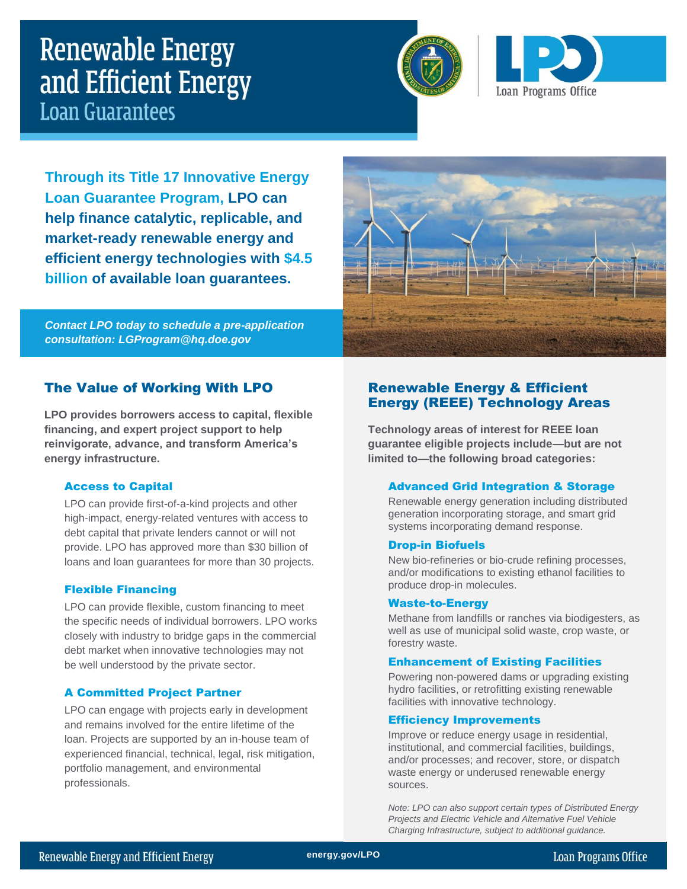# Renewable Energy and Efficient Energy Loan Guarantees

Loan Programs Office

**Through its Title 17 Innovative Energy Loan Guarantee Program, LPO can help finance catalytic, replicable, and market-ready renewable energy and efficient energy technologies with $4.5 billion of available loan guarantees.**

***Contact LPO today to schedule a pre-application consultation: LGProgram@hq.doe.gov***

## The Value of Working With LPO

**LPO provides borrowers access to capital, flexible financing, and expert project support to help reinvigorate, advance, and transform America's energy infrastructure.**

### Access to Capital

LPO can provide first-of-a-kind projects and other high-impact, energy-related ventures with access to debt capital that private lenders cannot or will not provide. LPO has approved more than $30 billion of loans and loan guarantees for more than 30 projects.

### Flexible Financing

LPO can provide flexible, custom financing to meet the specific needs of individual borrowers. LPO works closely with industry to bridge gaps in the commercial debt market when innovative technologies may not be well understood by the private sector.

### A Committed Project Partner

LPO can engage with projects early in development and remains involved for the entire lifetime of the loan. Projects are supported by an in-house team of experienced financial, technical, legal, risk mitigation, portfolio management, and environmental professionals.

## Renewable Energy & Efficient Energy (REEE) Technology Areas

**Technology areas of interest for REEE loan guarantee eligible projects include—but are not limited to—the following broad categories:**

### Advanced Grid Integration & Storage

Renewable energy generation including distributed generation incorporating storage, and smart grid systems incorporating demand response.

### Drop-in Biofuels

New bio-refineries or bio-crude refining processes, and/or modifications to existing ethanol facilities to produce drop-in molecules.

### Waste-to-Energy

Methane from landfills or ranches via biodigesters, as well as use of municipal solid waste, crop waste, or forestry waste.

### Enhancement of Existing Facilities

Powering non-powered dams or upgrading existing hydro facilities, or retrofitting existing renewable facilities with innovative technology.

### Efficiency Improvements

Improve or reduce energy usage in residential, institutional, and commercial facilities, buildings, and/or processes; and recover, store, or dispatch waste energy or underused renewable energy sources.

*Note: LPO can also support certain types of Distributed Energy Projects and Electric Vehicle and Alternative Fuel Vehicle Charging Infrastructure, subject to additional guidance.*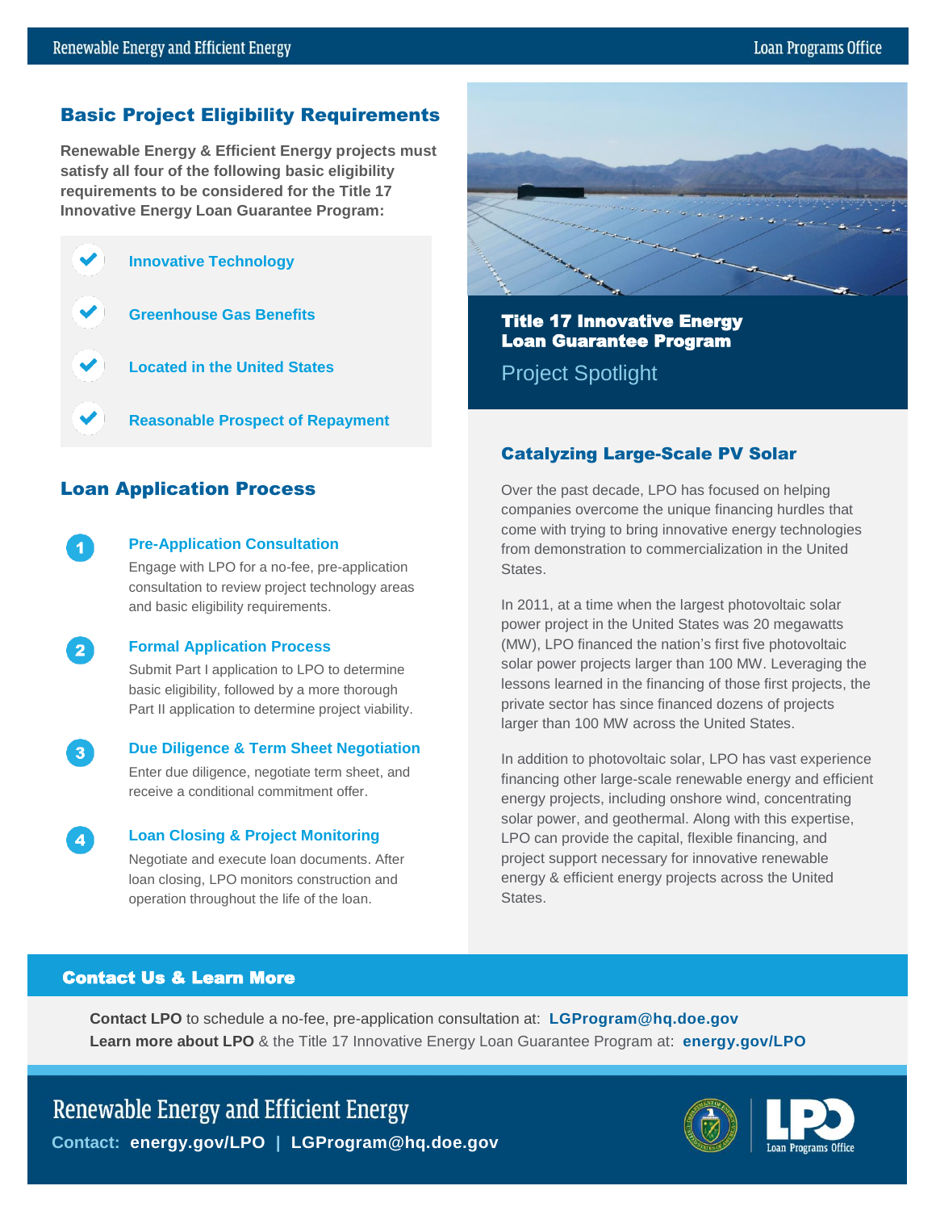## Basic Project Eligibility Requirements

**Renewable Energy & Efficient Energy projects must satisfy all four of the following basic eligibility requirements to be considered for the Title 17 Innovative Energy Loan Guarantee Program:**

- **Innovative Technology**
- **Greenhouse Gas Benefits**
- **Located in the United States**
- **Reasonable Prospect of Repayment**

## Loan Application Process

1. **Pre-Application Consultation**
   Engage with LPO for a no-fee, pre-application consultation to review project technology areas and basic eligibility requirements.

2. **Formal Application Process**
   Submit Part I application to LPO to determine basic eligibility, followed by a more thorough Part II application to determine project viability.

3. **Due Diligence & Term Sheet Negotiation**
   Enter due diligence, negotiate term sheet, and receive a conditional commitment offer.

4. **Loan Closing & Project Monitoring**
   Negotiate and execute loan documents. After loan closing, LPO monitors construction and operation throughout the life of the loan.

## Title 17 Innovative Energy Loan Guarantee Program

Project Spotlight

### Catalyzing Large-Scale PV Solar

Over the past decade, LPO has focused on helping companies overcome the unique financing hurdles that come with trying to bring innovative energy technologies from demonstration to commercialization in the United States.

In 2011, at a time when the largest photovoltaic solar power project in the United States was 20 megawatts (MW), LPO financed the nation's first five photovoltaic solar power projects larger than 100 MW. Leveraging the lessons learned in the financing of those first projects, the private sector has since financed dozens of projects larger than 100 MW across the United States.

In addition to photovoltaic solar, LPO has vast experience financing other large-scale renewable energy and efficient energy projects, including onshore wind, concentrating solar power, and geothermal. Along with this expertise, LPO can provide the capital, flexible financing, and project support necessary for innovative renewable energy & efficient energy projects across the United States.

## Contact Us & Learn More

**Contact LPO** to schedule a no-fee, pre-application consultation at: **LGProgram@hq.doe.gov**
**Learn more about LPO** & the Title 17 Innovative Energy Loan Guarantee Program at: **energy.gov/LPO**

Renewable Energy and Efficient Energy

**Contact: energy.gov/LPO | LGProgram@hq.doe.gov**